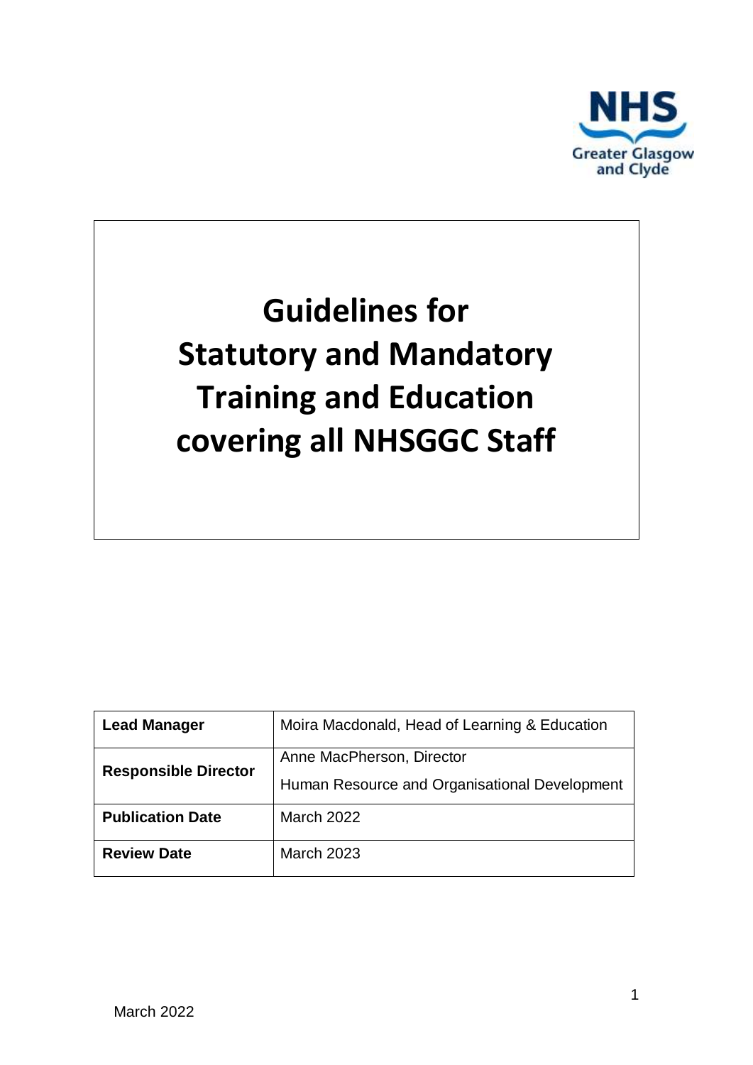NHS Greater Glasgow and Clyde

# Guidelines for Statutory and Mandatory Training and Education covering all NHSGGC Staff

| **Lead Manager** | Moira Macdonald, Head of Learning & Education |
| --- | --- |
| **Responsible Director** | Anne MacPherson, Director<br>Human Resource and Organisational Development |
| **Publication Date** | March 2022 |
| **Review Date** | March 2023 |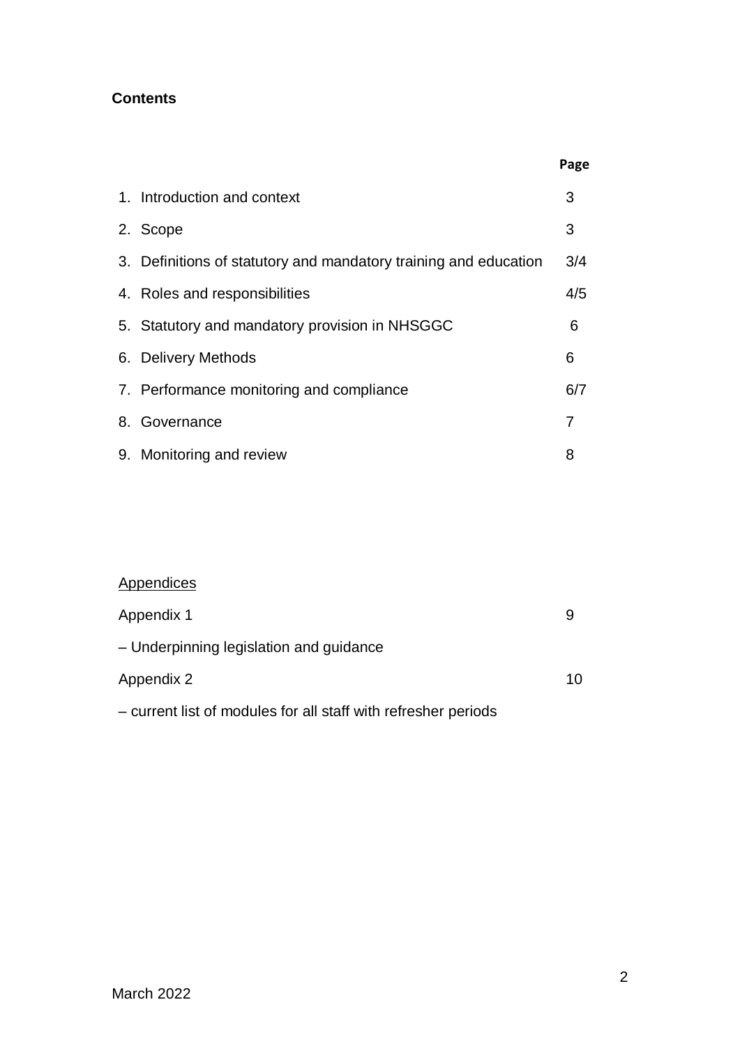**Contents**

| | Page |
|---|---|
| 1. Introduction and context | 3 |
| 2. Scope | 3 |
| 3. Definitions of statutory and mandatory training and education | 3/4 |
| 4. Roles and responsibilities | 4/5 |
| 5. Statutory and mandatory provision in NHSGGC | 6 |
| 6. Delivery Methods | 6 |
| 7. Performance monitoring and compliance | 6/7 |
| 8. Governance | 7 |
| 9. Monitoring and review | 8 |

<u>Appendices</u>

| | |
|---|---|
| Appendix 1 | 9 |
| – Underpinning legislation and guidance | |
| Appendix 2 | 10 |
| – current list of modules for all staff with refresher periods | |

March 2022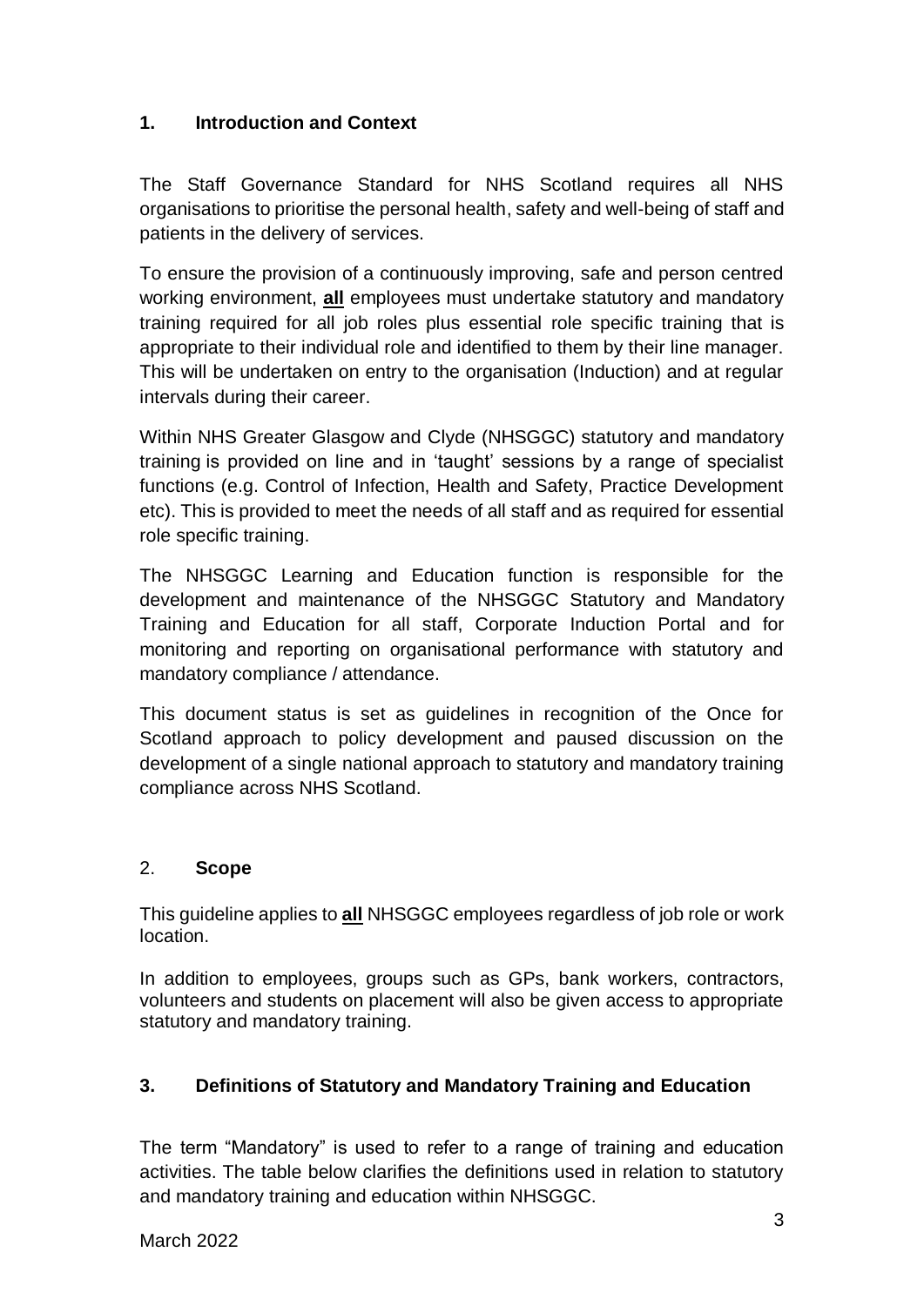## 1. Introduction and Context

The Staff Governance Standard for NHS Scotland requires all NHS organisations to prioritise the personal health, safety and well-being of staff and patients in the delivery of services.

To ensure the provision of a continuously improving, safe and person centred working environment, **all** employees must undertake statutory and mandatory training required for all job roles plus essential role specific training that is appropriate to their individual role and identified to them by their line manager. This will be undertaken on entry to the organisation (Induction) and at regular intervals during their career.

Within NHS Greater Glasgow and Clyde (NHSGGC) statutory and mandatory training is provided on line and in 'taught' sessions by a range of specialist functions (e.g. Control of Infection, Health and Safety, Practice Development etc). This is provided to meet the needs of all staff and as required for essential role specific training.

The NHSGGC Learning and Education function is responsible for the development and maintenance of the NHSGGC Statutory and Mandatory Training and Education for all staff, Corporate Induction Portal and for monitoring and reporting on organisational performance with statutory and mandatory compliance / attendance.

This document status is set as guidelines in recognition of the Once for Scotland approach to policy development and paused discussion on the development of a single national approach to statutory and mandatory training compliance across NHS Scotland.

## 2. Scope

This guideline applies to **all** NHSGGC employees regardless of job role or work location.

In addition to employees, groups such as GPs, bank workers, contractors, volunteers and students on placement will also be given access to appropriate statutory and mandatory training.

## 3. Definitions of Statutory and Mandatory Training and Education

The term "Mandatory" is used to refer to a range of training and education activities. The table below clarifies the definitions used in relation to statutory and mandatory training and education within NHSGGC.

March 2022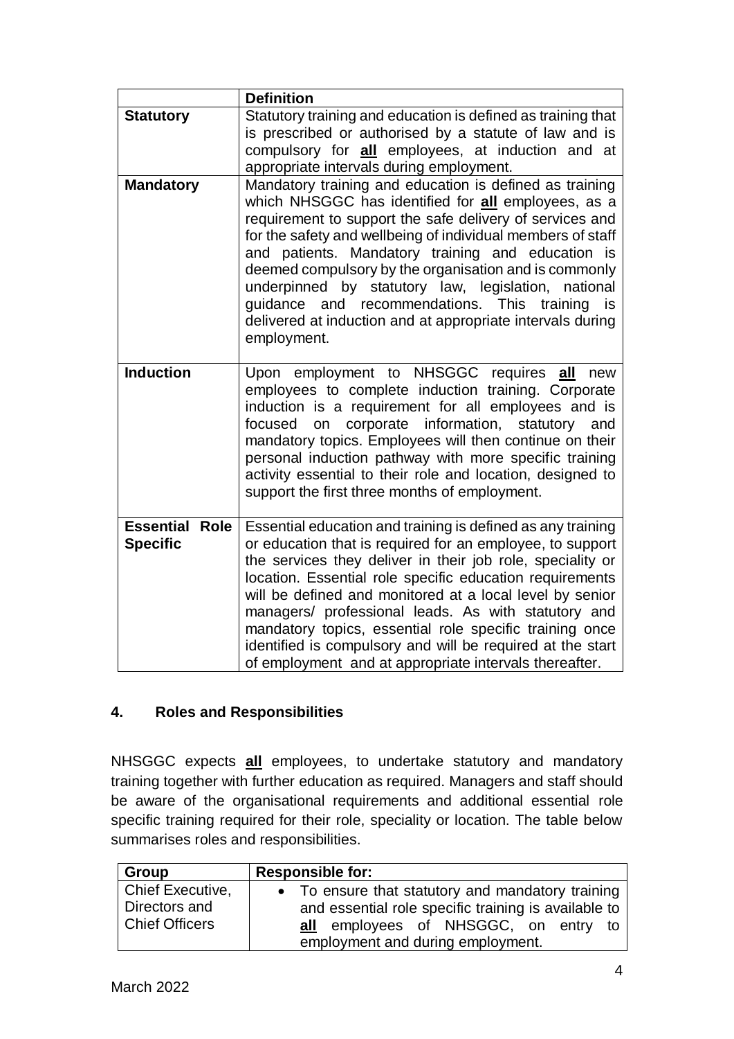| | Definition |
|---|---|
| **Statutory** | Statutory training and education is defined as training that is prescribed or authorised by a statute of law and is compulsory for **all** employees, at induction and at appropriate intervals during employment. |
| **Mandatory** | Mandatory training and education is defined as training which NHSGGC has identified for **all** employees, as a requirement to support the safe delivery of services and for the safety and wellbeing of individual members of staff and patients. Mandatory training and education is deemed compulsory by the organisation and is commonly underpinned by statutory law, legislation, national guidance and recommendations. This training is delivered at induction and at appropriate intervals during employment. |
| **Induction** | Upon employment to NHSGGC requires **all** new employees to complete induction training. Corporate induction is a requirement for all employees and is focused on corporate information, statutory and mandatory topics. Employees will then continue on their personal induction pathway with more specific training activity essential to their role and location, designed to support the first three months of employment. |
| **Essential Role Specific** | Essential education and training is defined as any training or education that is required for an employee, to support the services they deliver in their job role, speciality or location. Essential role specific education requirements will be defined and monitored at a local level by senior managers/ professional leads. As with statutory and mandatory topics, essential role specific training once identified is compulsory and will be required at the start of employment and at appropriate intervals thereafter. |

## 4. Roles and Responsibilities

NHSGGC expects **all** employees, to undertake statutory and mandatory training together with further education as required. Managers and staff should be aware of the organisational requirements and additional essential role specific training required for their role, speciality or location. The table below summarises roles and responsibilities.

| Group | Responsible for: |
|---|---|
| Chief Executive, Directors and Chief Officers | • To ensure that statutory and mandatory training and essential role specific training is available to **all** employees of NHSGGC, on entry to employment and during employment. |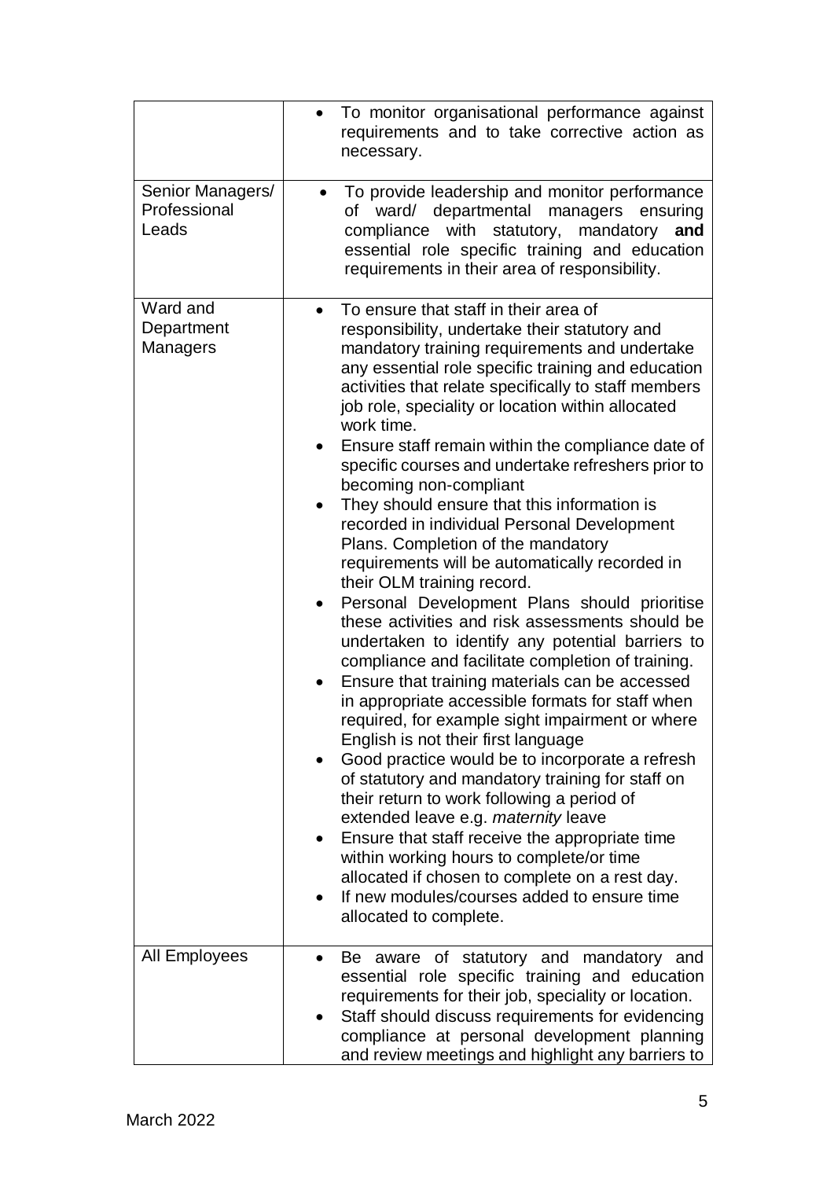| | |
|---|---|
| | • To monitor organisational performance against requirements and to take corrective action as necessary. |
| Senior Managers/ Professional Leads | • To provide leadership and monitor performance of ward/ departmental managers ensuring compliance with statutory, mandatory **and** essential role specific training and education requirements in their area of responsibility. |
| Ward and Department Managers | • To ensure that staff in their area of responsibility, undertake their statutory and mandatory training requirements and undertake any essential role specific training and education activities that relate specifically to staff members job role, speciality or location within allocated work time.<br>• Ensure staff remain within the compliance date of specific courses and undertake refreshers prior to becoming non-compliant<br>• They should ensure that this information is recorded in individual Personal Development Plans. Completion of the mandatory requirements will be automatically recorded in their OLM training record.<br>• Personal Development Plans should prioritise these activities and risk assessments should be undertaken to identify any potential barriers to compliance and facilitate completion of training.<br>• Ensure that training materials can be accessed in appropriate accessible formats for staff when required, for example sight impairment or where English is not their first language<br>• Good practice would be to incorporate a refresh of statutory and mandatory training for staff on their return to work following a period of extended leave e.g. *maternity* leave<br>• Ensure that staff receive the appropriate time within working hours to complete/or time allocated if chosen to complete on a rest day.<br>• If new modules/courses added to ensure time allocated to complete. |
| All Employees | • Be aware of statutory and mandatory and essential role specific training and education requirements for their job, speciality or location.<br>• Staff should discuss requirements for evidencing compliance at personal development planning and review meetings and highlight any barriers to |

March 2022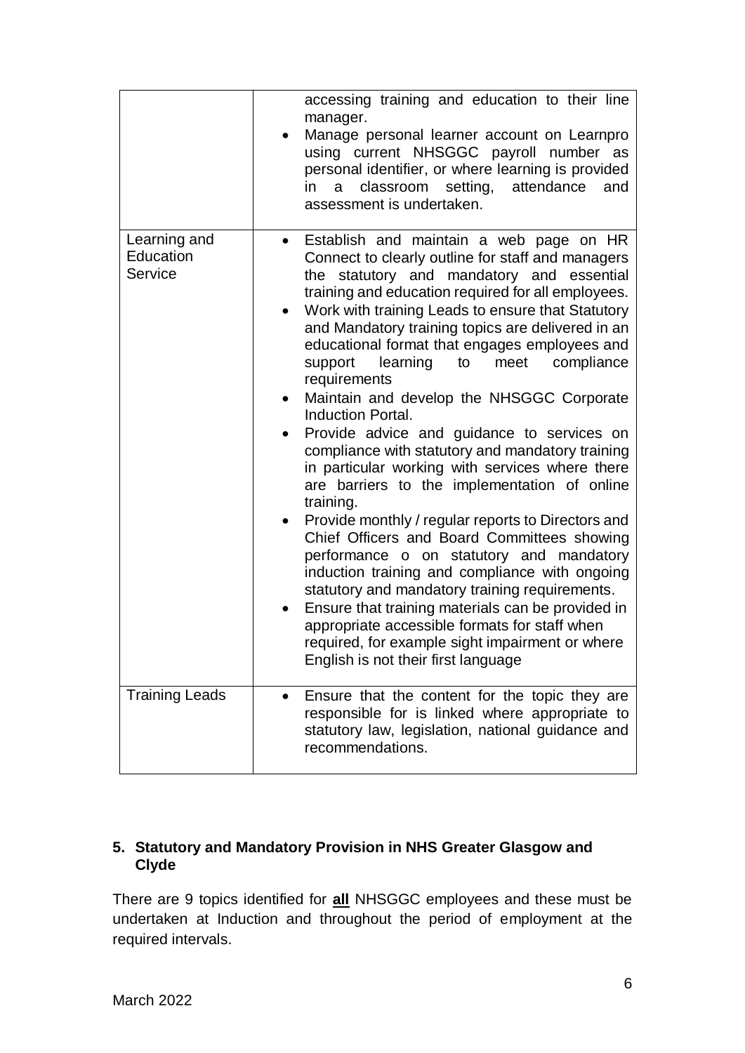| | |
|---|---|
| | accessing training and education to their line manager.<br>• Manage personal learner account on Learnpro using current NHSGGC payroll number as personal identifier, or where learning is provided in a classroom setting, attendance and assessment is undertaken. |
| Learning and Education Service | • Establish and maintain a web page on HR Connect to clearly outline for staff and managers the statutory and mandatory and essential training and education required for all employees.<br>• Work with training Leads to ensure that Statutory and Mandatory training topics are delivered in an educational format that engages employees and support learning to meet compliance requirements<br>• Maintain and develop the NHSGGC Corporate Induction Portal.<br>• Provide advice and guidance to services on compliance with statutory and mandatory training in particular working with services where there are barriers to the implementation of online training.<br>• Provide monthly / regular reports to Directors and Chief Officers and Board Committees showing performance o on statutory and mandatory induction training and compliance with ongoing statutory and mandatory training requirements.<br>• Ensure that training materials can be provided in appropriate accessible formats for staff when required, for example sight impairment or where English is not their first language |
| Training Leads | • Ensure that the content for the topic they are responsible for is linked where appropriate to statutory law, legislation, national guidance and recommendations. |

## 5. Statutory and Mandatory Provision in NHS Greater Glasgow and Clyde

There are 9 topics identified for **all** NHSGGC employees and these must be undertaken at Induction and throughout the period of employment at the required intervals.

March 2022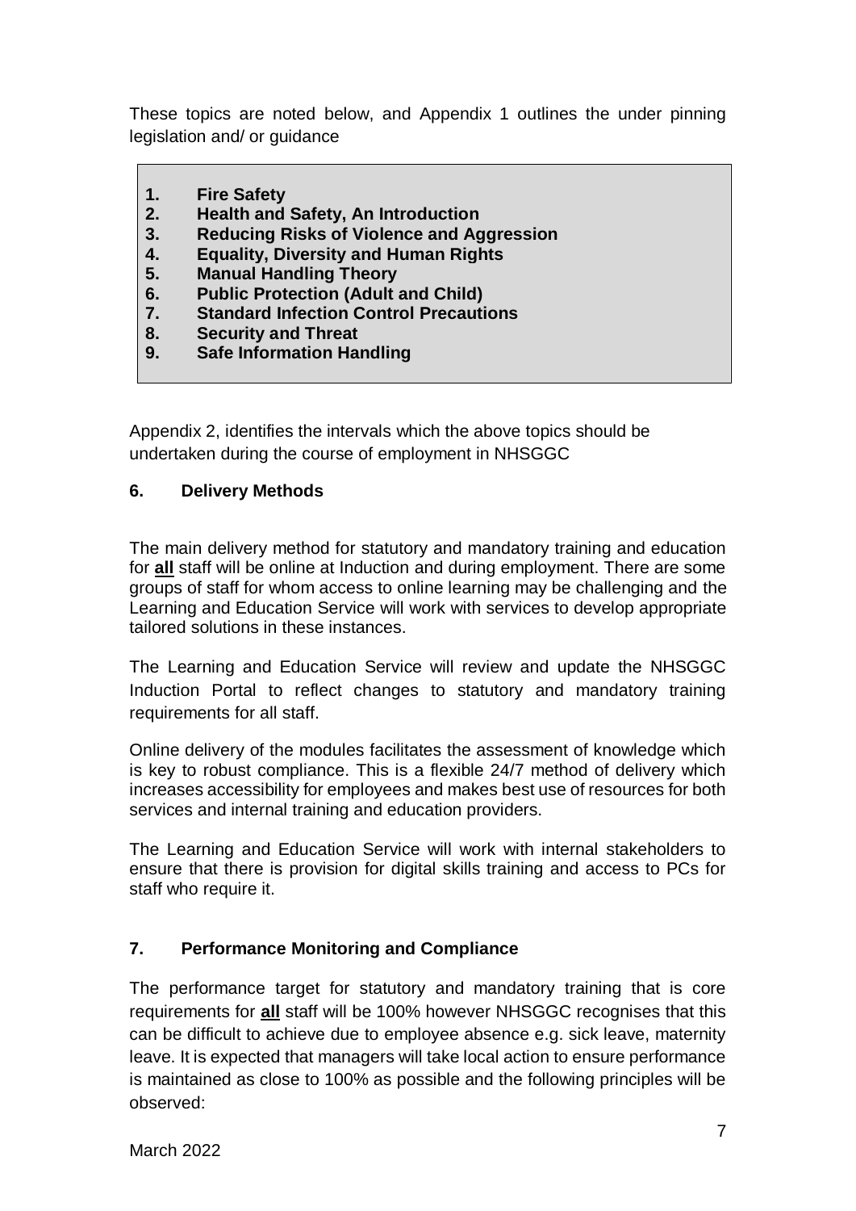These topics are noted below, and Appendix 1 outlines the under pinning legislation and/ or guidance

1. **Fire Safety**
2. **Health and Safety, An Introduction**
3. **Reducing Risks of Violence and Aggression**
4. **Equality, Diversity and Human Rights**
5. **Manual Handling Theory**
6. **Public Protection (Adult and Child)**
7. **Standard Infection Control Precautions**
8. **Security and Threat**
9. **Safe Information Handling**

Appendix 2, identifies the intervals which the above topics should be undertaken during the course of employment in NHSGGC

## 6. Delivery Methods

The main delivery method for statutory and mandatory training and education for **all** staff will be online at Induction and during employment. There are some groups of staff for whom access to online learning may be challenging and the Learning and Education Service will work with services to develop appropriate tailored solutions in these instances.

The Learning and Education Service will review and update the NHSGGC Induction Portal to reflect changes to statutory and mandatory training requirements for all staff.

Online delivery of the modules facilitates the assessment of knowledge which is key to robust compliance. This is a flexible 24/7 method of delivery which increases accessibility for employees and makes best use of resources for both services and internal training and education providers.

The Learning and Education Service will work with internal stakeholders to ensure that there is provision for digital skills training and access to PCs for staff who require it.

## 7. Performance Monitoring and Compliance

The performance target for statutory and mandatory training that is core requirements for **all** staff will be 100% however NHSGGC recognises that this can be difficult to achieve due to employee absence e.g. sick leave, maternity leave. It is expected that managers will take local action to ensure performance is maintained as close to 100% as possible and the following principles will be observed: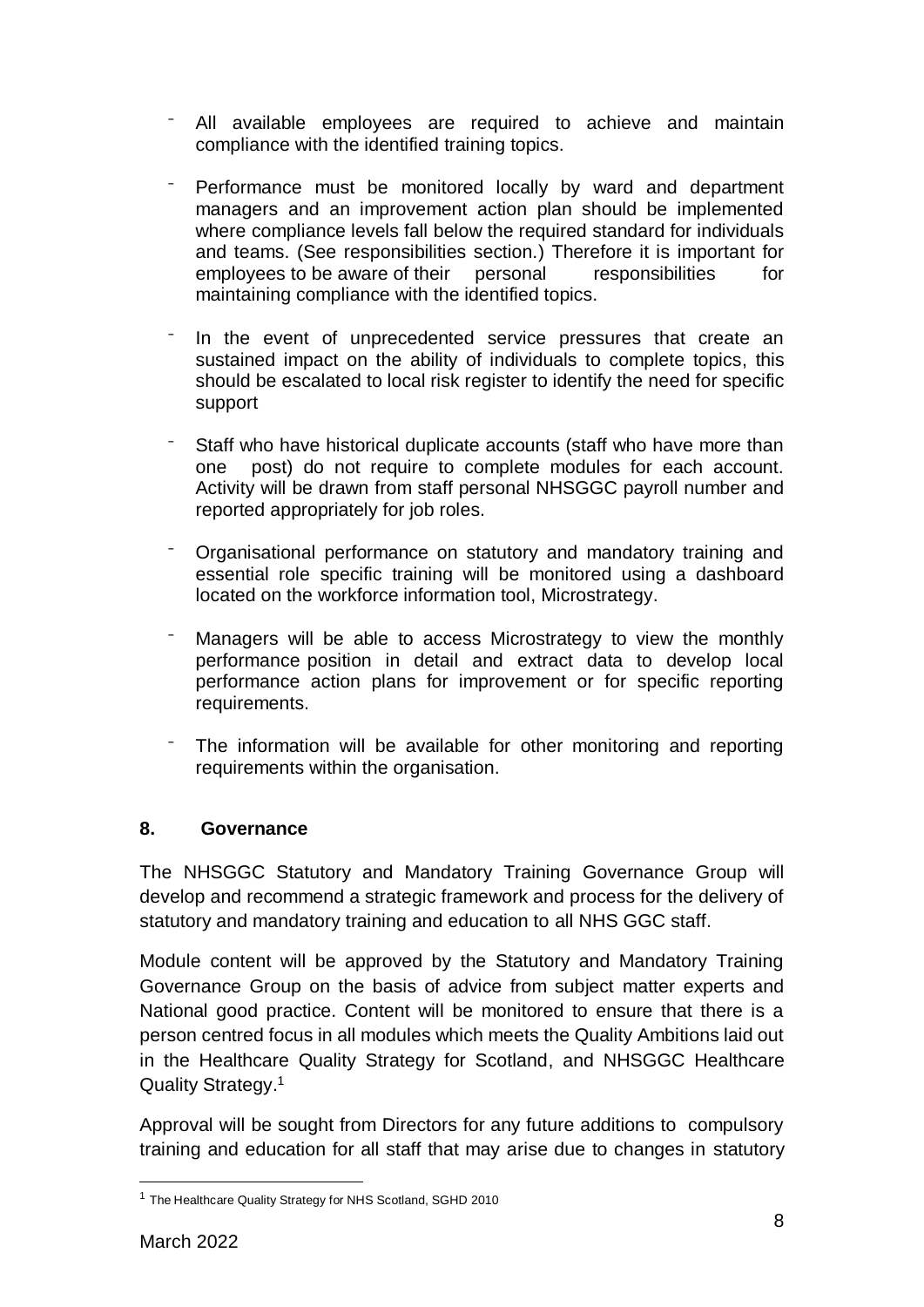- All available employees are required to achieve and maintain compliance with the identified training topics.

- Performance must be monitored locally by ward and department managers and an improvement action plan should be implemented where compliance levels fall below the required standard for individuals and teams. (See responsibilities section.) Therefore it is important for employees to be aware of their personal responsibilities for maintaining compliance with the identified topics.

- In the event of unprecedented service pressures that create an sustained impact on the ability of individuals to complete topics, this should be escalated to local risk register to identify the need for specific support

- Staff who have historical duplicate accounts (staff who have more than one post) do not require to complete modules for each account. Activity will be drawn from staff personal NHSGGC payroll number and reported appropriately for job roles.

- Organisational performance on statutory and mandatory training and essential role specific training will be monitored using a dashboard located on the workforce information tool, Microstrategy.

- Managers will be able to access Microstrategy to view the monthly performance position in detail and extract data to develop local performance action plans for improvement or for specific reporting requirements.

- The information will be available for other monitoring and reporting requirements within the organisation.

## 8. Governance

The NHSGGC Statutory and Mandatory Training Governance Group will develop and recommend a strategic framework and process for the delivery of statutory and mandatory training and education to all NHS GGC staff.

Module content will be approved by the Statutory and Mandatory Training Governance Group on the basis of advice from subject matter experts and National good practice. Content will be monitored to ensure that there is a person centred focus in all modules which meets the Quality Ambitions laid out in the Healthcare Quality Strategy for Scotland, and NHSGGC Healthcare Quality Strategy.[1]

Approval will be sought from Directors for any future additions to compulsory training and education for all staff that may arise due to changes in statutory

[1] The Healthcare Quality Strategy for NHS Scotland, SGHD 2010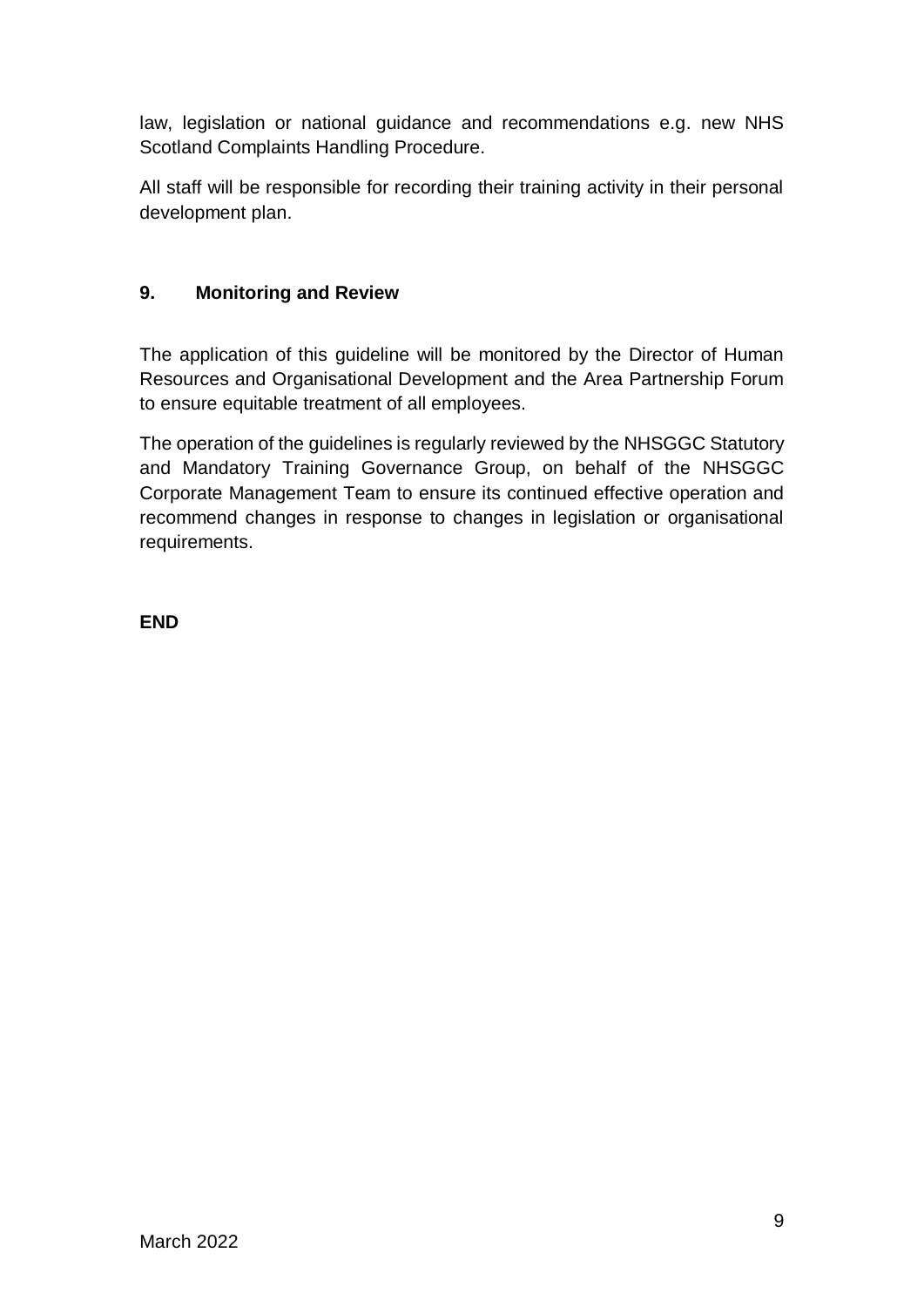law, legislation or national guidance and recommendations e.g. new NHS Scotland Complaints Handling Procedure.

All staff will be responsible for recording their training activity in their personal development plan.

## 9. Monitoring and Review

The application of this guideline will be monitored by the Director of Human Resources and Organisational Development and the Area Partnership Forum to ensure equitable treatment of all employees.

The operation of the guidelines is regularly reviewed by the NHSGGC Statutory and Mandatory Training Governance Group, on behalf of the NHSGGC Corporate Management Team to ensure its continued effective operation and recommend changes in response to changes in legislation or organisational requirements.

**END**

March 2022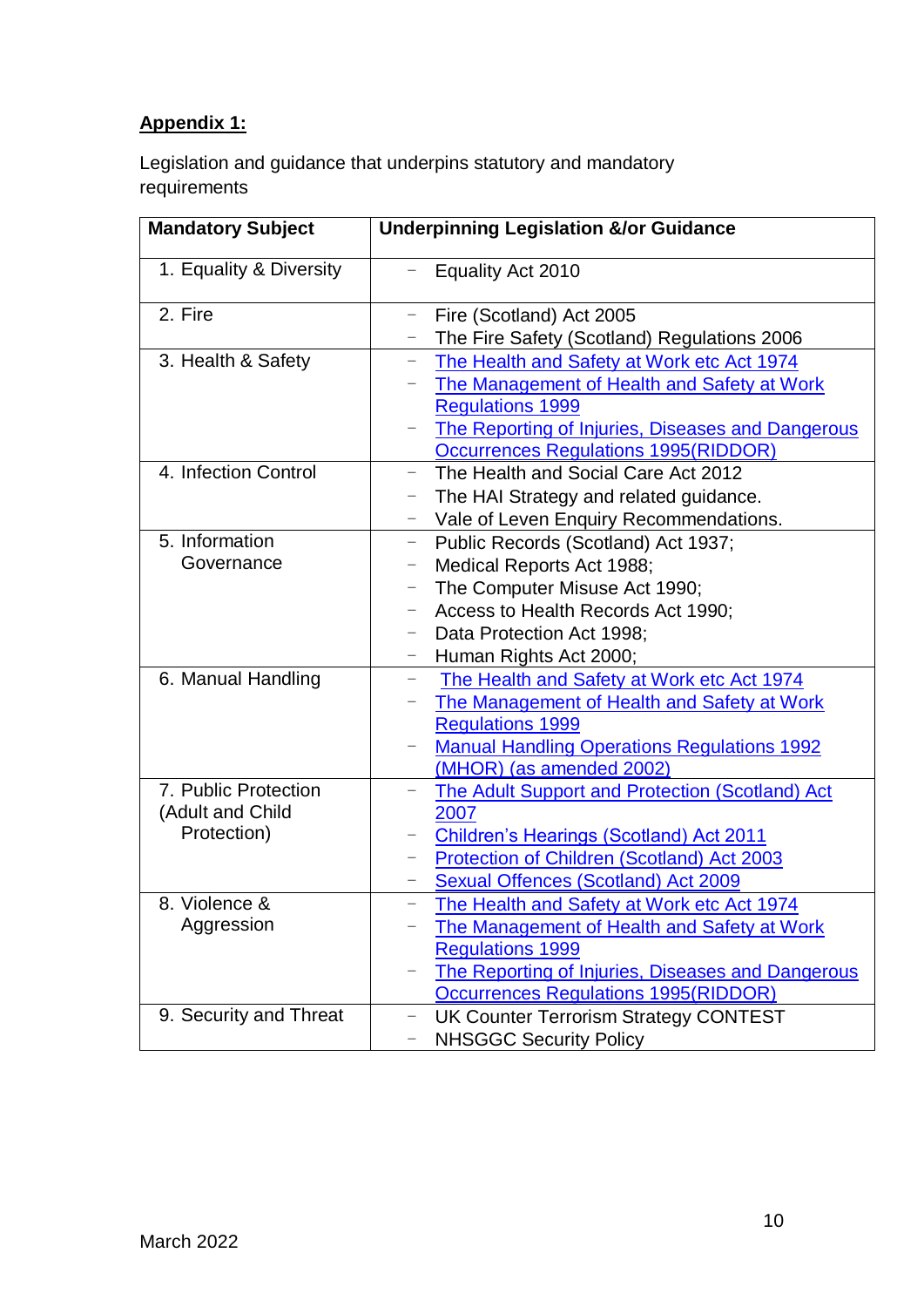**Appendix 1:**

Legislation and guidance that underpins statutory and mandatory requirements

| Mandatory Subject | Underpinning Legislation &/or Guidance |
|---|---|
| 1. Equality & Diversity | – Equality Act 2010 |
| 2. Fire | – Fire (Scotland) Act 2005<br>– The Fire Safety (Scotland) Regulations 2006 |
| 3. Health & Safety | – The Health and Safety at Work etc Act 1974<br>– The Management of Health and Safety at Work Regulations 1999<br>– The Reporting of Injuries, Diseases and Dangerous Occurrences Regulations 1995(RIDDOR) |
| 4. Infection Control | – The Health and Social Care Act 2012<br>– The HAI Strategy and related guidance.<br>– Vale of Leven Enquiry Recommendations. |
| 5. Information Governance | – Public Records (Scotland) Act 1937;<br>– Medical Reports Act 1988;<br>– The Computer Misuse Act 1990;<br>– Access to Health Records Act 1990;<br>– Data Protection Act 1998;<br>– Human Rights Act 2000; |
| 6. Manual Handling | – The Health and Safety at Work etc Act 1974<br>– The Management of Health and Safety at Work Regulations 1999<br>– Manual Handling Operations Regulations 1992 (MHOR) (as amended 2002) |
| 7. Public Protection (Adult and Child Protection) | – The Adult Support and Protection (Scotland) Act 2007<br>– Children's Hearings (Scotland) Act 2011<br>– Protection of Children (Scotland) Act 2003<br>– Sexual Offences (Scotland) Act 2009 |
| 8. Violence & Aggression | – The Health and Safety at Work etc Act 1974<br>– The Management of Health and Safety at Work Regulations 1999<br>– The Reporting of Injuries, Diseases and Dangerous Occurrences Regulations 1995(RIDDOR) |
| 9. Security and Threat | – UK Counter Terrorism Strategy CONTEST<br>– NHSGGC Security Policy |

March 2022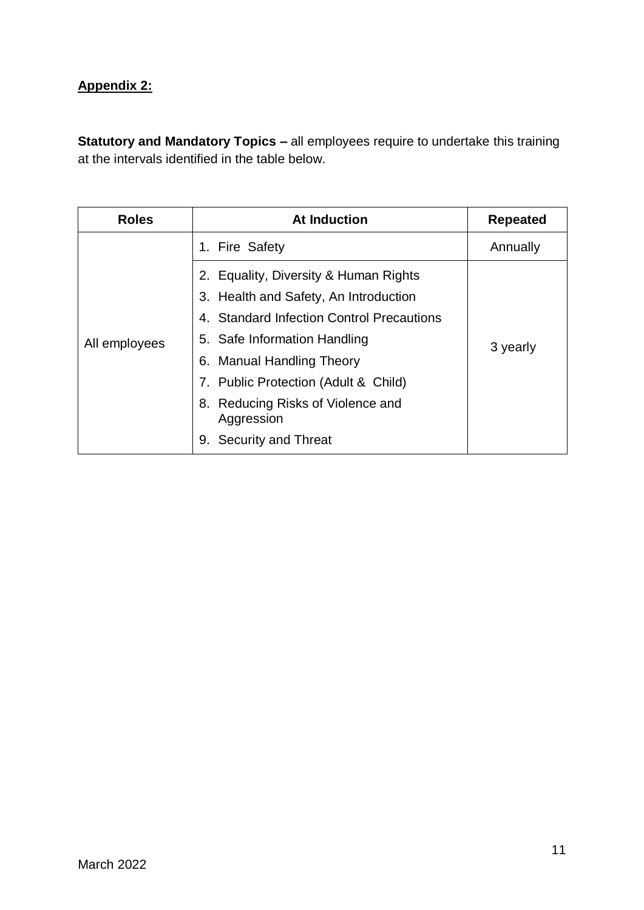**Appendix 2:**

**Statutory and Mandatory Topics –** all employees require to undertake this training at the intervals identified in the table below.

| Roles | At Induction | Repeated |
|---|---|---|
| All employees | 1. Fire Safety | Annually |
| | 2. Equality, Diversity & Human Rights<br>3. Health and Safety, An Introduction<br>4. Standard Infection Control Precautions<br>5. Safe Information Handling<br>6. Manual Handling Theory<br>7. Public Protection (Adult & Child)<br>8. Reducing Risks of Violence and Aggression<br>9. Security and Threat | 3 yearly |

March 2022